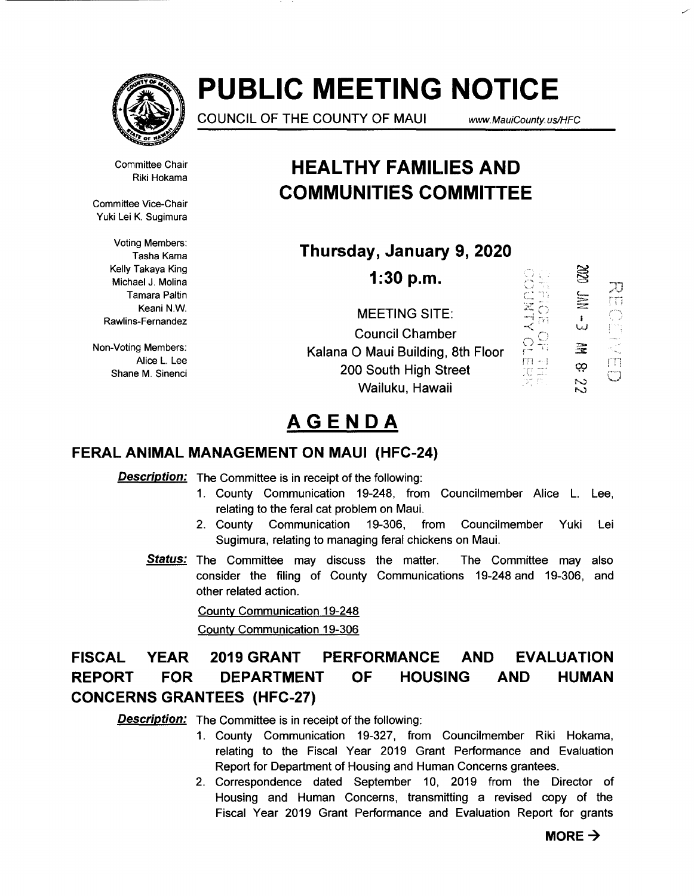# PUBLIC MEETING NOTICE

COUNCIL OF THE COUNTY OF MAUI www.MauiCounty.us/HFC

Committee Chair
Riki Hokama

Committee Vice-Chair
Yuki Lei K. Sugimura

Voting Members:
Tasha Kama
Kelly Takaya King
Michael J. Molina
Tamara Paltin
Keani N.W. Rawlins-Fernandez

Non-Voting Members:
Alice L. Lee
Shane M. Sinenci

## HEALTHY FAMILIES AND COMMUNITIES COMMITTEE

### Thursday, January 9, 2020

### 1:30 p.m.

MEETING SITE:
Council Chamber
Kalana O Maui Building, 8th Floor
200 South High Street
Wailuku, Hawaii

RECEIVED
2020 JAN -3 AM 8:22
OFFICE OF THE COUNTY CLERK

## AGENDA

### FERAL ANIMAL MANAGEMENT ON MAUI (HFC-24)

***Description:*** The Committee is in receipt of the following:

1. County Communication 19-248, from Councilmember Alice L. Lee, relating to the feral cat problem on Maui.
2. County Communication 19-306, from Councilmember Yuki Lei Sugimura, relating to managing feral chickens on Maui.

***Status:*** The Committee may discuss the matter. The Committee may also consider the filing of County Communications 19-248 and 19-306, and other related action.

County Communication 19-248

County Communication 19-306

### FISCAL YEAR 2019 GRANT PERFORMANCE AND EVALUATION REPORT FOR DEPARTMENT OF HOUSING AND HUMAN CONCERNS GRANTEES (HFC-27)

***Description:*** The Committee is in receipt of the following:

1. County Communication 19-327, from Councilmember Riki Hokama, relating to the Fiscal Year 2019 Grant Performance and Evaluation Report for Department of Housing and Human Concerns grantees.
2. Correspondence dated September 10, 2019 from the Director of Housing and Human Concerns, transmitting a revised copy of the Fiscal Year 2019 Grant Performance and Evaluation Report for grants

**MORE →**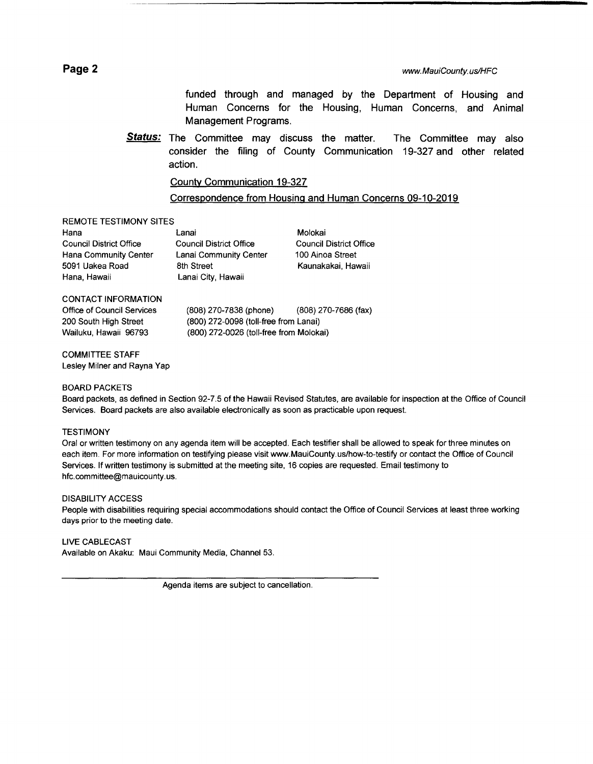funded through and managed by the Department of Housing and Human Concerns for the Housing, Human Concerns, and Animal Management Programs.

***Status:*** The Committee may discuss the matter. The Committee may also consider the filing of County Communication 19-327 and other related action.

County Communication 19-327

Correspondence from Housing and Human Concerns 09-10-2019

REMOTE TESTIMONY SITES

| | | |
|---|---|---|
| Hana | Lanai | Molokai |
| Council District Office | Council District Office | Council District Office |
| Hana Community Center | Lanai Community Center | 100 Ainoa Street |
| 5091 Uakea Road | 8th Street | Kaunakakai, Hawaii |
| Hana, Hawaii | Lanai City, Hawaii | |

CONTACT INFORMATION

| | | |
|---|---|---|
| Office of Council Services | (808) 270-7838 (phone) | (808) 270-7686 (fax) |
| 200 South High Street | (800) 272-0098 (toll-free from Lanai) | |
| Wailuku, Hawaii 96793 | (800) 272-0026 (toll-free from Molokai) | |

COMMITTEE STAFF

Lesley Milner and Rayna Yap

BOARD PACKETS

Board packets, as defined in Section 92-7.5 of the Hawaii Revised Statutes, are available for inspection at the Office of Council Services. Board packets are also available electronically as soon as practicable upon request.

TESTIMONY

Oral or written testimony on any agenda item will be accepted. Each testifier shall be allowed to speak for three minutes on each item. For more information on testifying please visit www.MauiCounty.us/how-to-testify or contact the Office of Council Services. If written testimony is submitted at the meeting site, 16 copies are requested. Email testimony to hfc.committee@mauicounty.us.

DISABILITY ACCESS

People with disabilities requiring special accommodations should contact the Office of Council Services at least three working days prior to the meeting date.

LIVE CABLECAST

Available on Akaku: Maui Community Media, Channel 53.

Agenda items are subject to cancellation.